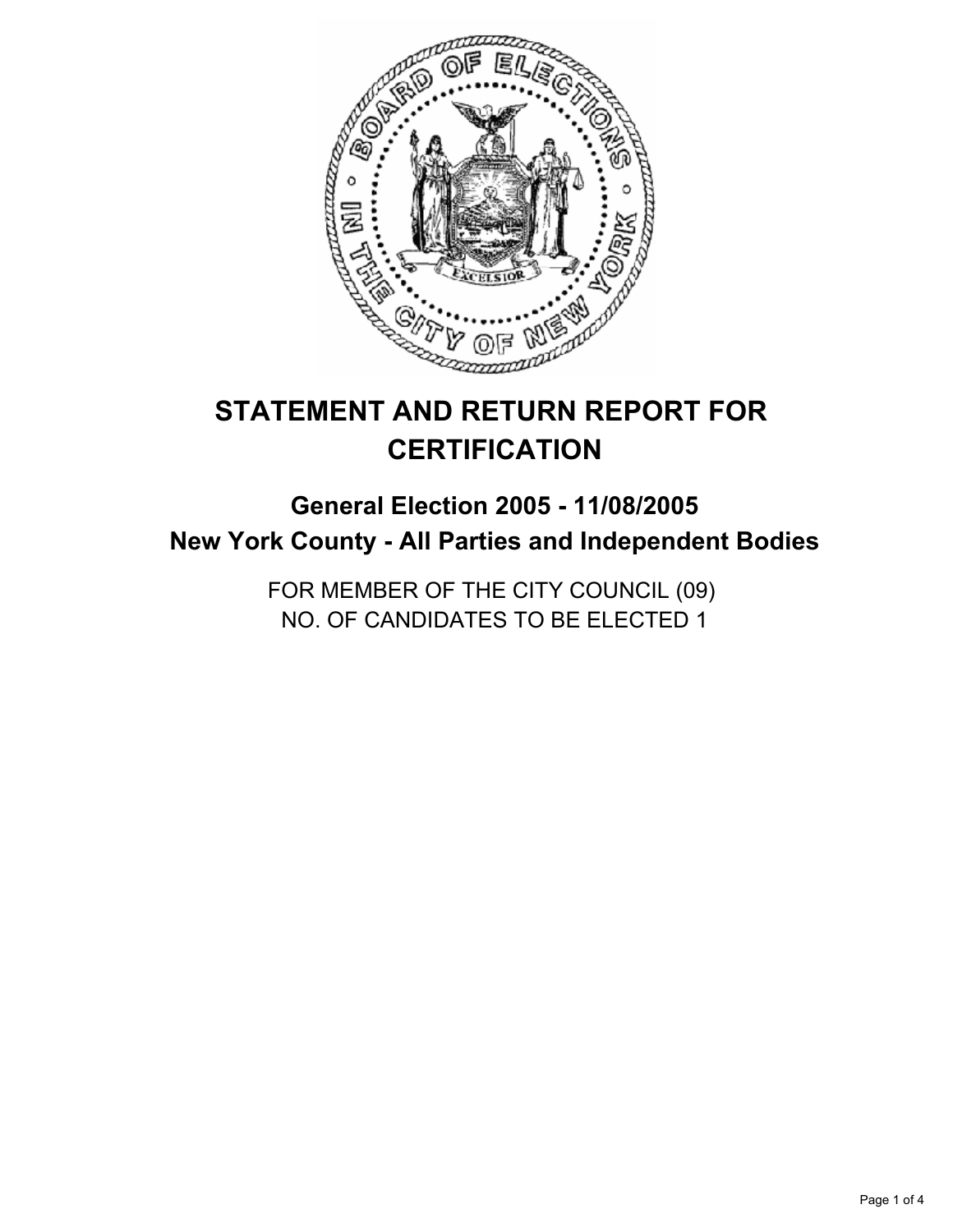# STATEMENT AND RETURN REPORT FOR CERTIFICATION

## General Election 2005 - 11/08/2005
## New York County - All Parties and Independent Bodies

FOR MEMBER OF THE CITY COUNCIL (09)
NO. OF CANDIDATES TO BE ELECTED 1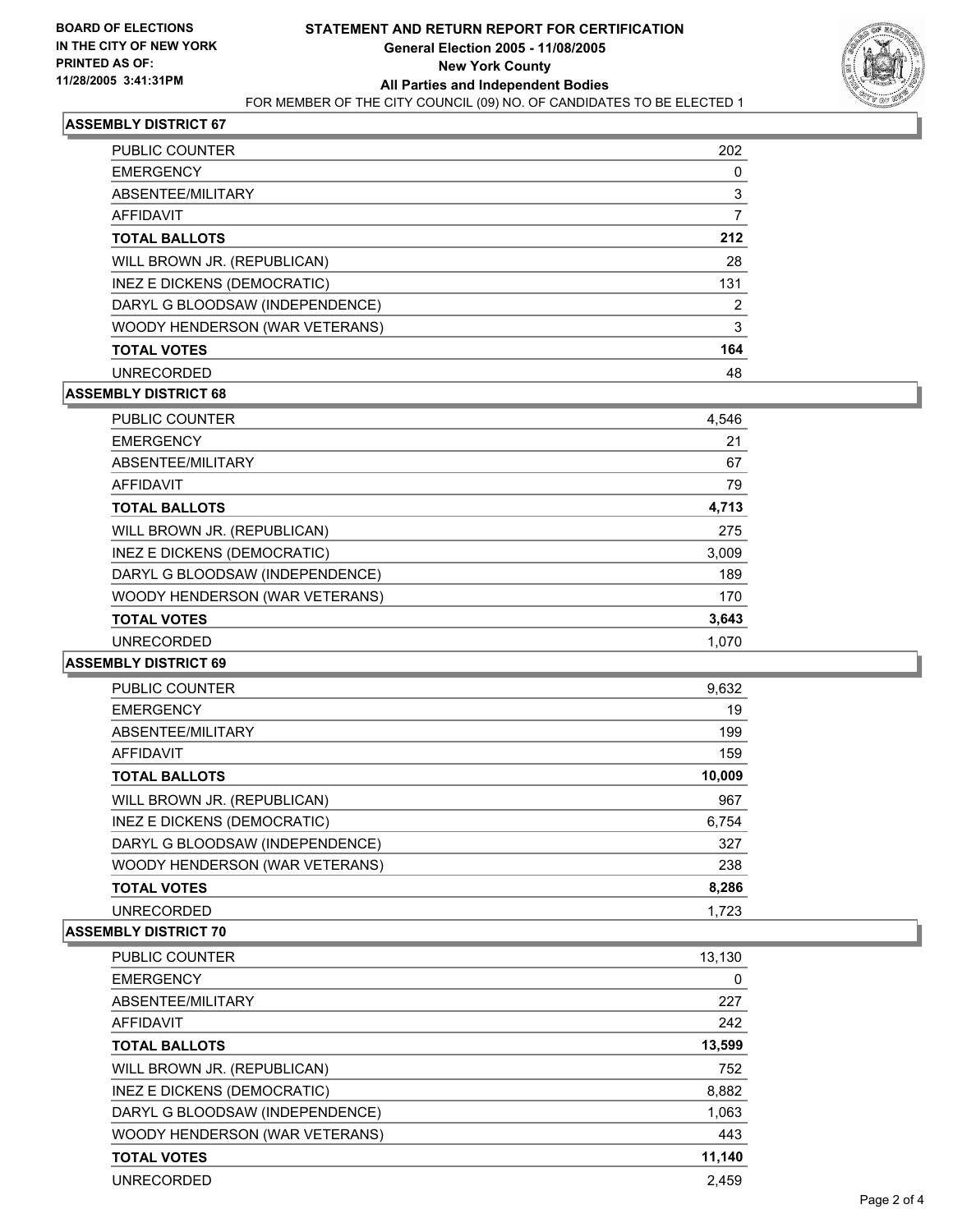**BOARD OF ELECTIONS IN THE CITY OF NEW YORK**
**PRINTED AS OF: 11/28/2005 3:41:31PM**

# STATEMENT AND RETURN REPORT FOR CERTIFICATION

**General Election 2005 - 11/08/2005**
**New York County**
**All Parties and Independent Bodies**

FOR MEMBER OF THE CITY COUNCIL (09) NO. OF CANDIDATES TO BE ELECTED 1

## ASSEMBLY DISTRICT 67

| | |
|---|---|
| PUBLIC COUNTER | 202 |
| EMERGENCY | 0 |
| ABSENTEE/MILITARY | 3 |
| AFFIDAVIT | 7 |
| **TOTAL BALLOTS** | **212** |
| WILL BROWN JR. (REPUBLICAN) | 28 |
| INEZ E DICKENS (DEMOCRATIC) | 131 |
| DARYL G BLOODSAW (INDEPENDENCE) | 2 |
| WOODY HENDERSON (WAR VETERANS) | 3 |
| **TOTAL VOTES** | **164** |
| UNRECORDED | 48 |

## ASSEMBLY DISTRICT 68

| | |
|---|---|
| PUBLIC COUNTER | 4,546 |
| EMERGENCY | 21 |
| ABSENTEE/MILITARY | 67 |
| AFFIDAVIT | 79 |
| **TOTAL BALLOTS** | **4,713** |
| WILL BROWN JR. (REPUBLICAN) | 275 |
| INEZ E DICKENS (DEMOCRATIC) | 3,009 |
| DARYL G BLOODSAW (INDEPENDENCE) | 189 |
| WOODY HENDERSON (WAR VETERANS) | 170 |
| **TOTAL VOTES** | **3,643** |
| UNRECORDED | 1,070 |

## ASSEMBLY DISTRICT 69

| | |
|---|---|
| PUBLIC COUNTER | 9,632 |
| EMERGENCY | 19 |
| ABSENTEE/MILITARY | 199 |
| AFFIDAVIT | 159 |
| **TOTAL BALLOTS** | **10,009** |
| WILL BROWN JR. (REPUBLICAN) | 967 |
| INEZ E DICKENS (DEMOCRATIC) | 6,754 |
| DARYL G BLOODSAW (INDEPENDENCE) | 327 |
| WOODY HENDERSON (WAR VETERANS) | 238 |
| **TOTAL VOTES** | **8,286** |
| UNRECORDED | 1,723 |

## ASSEMBLY DISTRICT 70

| | |
|---|---|
| PUBLIC COUNTER | 13,130 |
| EMERGENCY | 0 |
| ABSENTEE/MILITARY | 227 |
| AFFIDAVIT | 242 |
| **TOTAL BALLOTS** | **13,599** |
| WILL BROWN JR. (REPUBLICAN) | 752 |
| INEZ E DICKENS (DEMOCRATIC) | 8,882 |
| DARYL G BLOODSAW (INDEPENDENCE) | 1,063 |
| WOODY HENDERSON (WAR VETERANS) | 443 |
| **TOTAL VOTES** | **11,140** |
| UNRECORDED | 2,459 |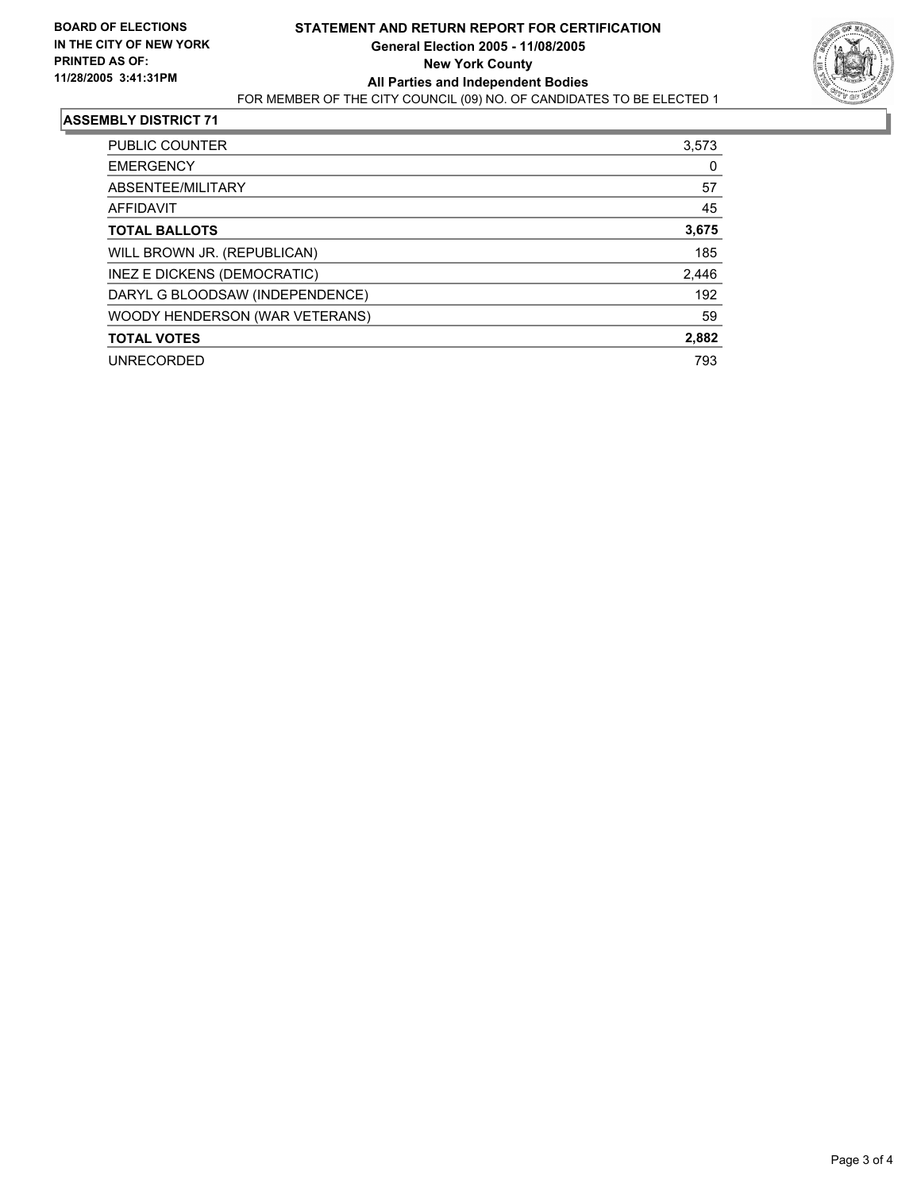**BOARD OF ELECTIONS**
**IN THE CITY OF NEW YORK**
**PRINTED AS OF:**
**11/28/2005 3:41:31PM**

# STATEMENT AND RETURN REPORT FOR CERTIFICATION

**General Election 2005 - 11/08/2005**
**New York County**
**All Parties and Independent Bodies**
FOR MEMBER OF THE CITY COUNCIL (09) NO. OF CANDIDATES TO BE ELECTED 1

## ASSEMBLY DISTRICT 71

| | |
|---|---|
| PUBLIC COUNTER | 3,573 |
| EMERGENCY | 0 |
| ABSENTEE/MILITARY | 57 |
| AFFIDAVIT | 45 |
| **TOTAL BALLOTS** | **3,675** |
| WILL BROWN JR. (REPUBLICAN) | 185 |
| INEZ E DICKENS (DEMOCRATIC) | 2,446 |
| DARYL G BLOODSAW (INDEPENDENCE) | 192 |
| WOODY HENDERSON (WAR VETERANS) | 59 |
| **TOTAL VOTES** | **2,882** |
| UNRECORDED | 793 |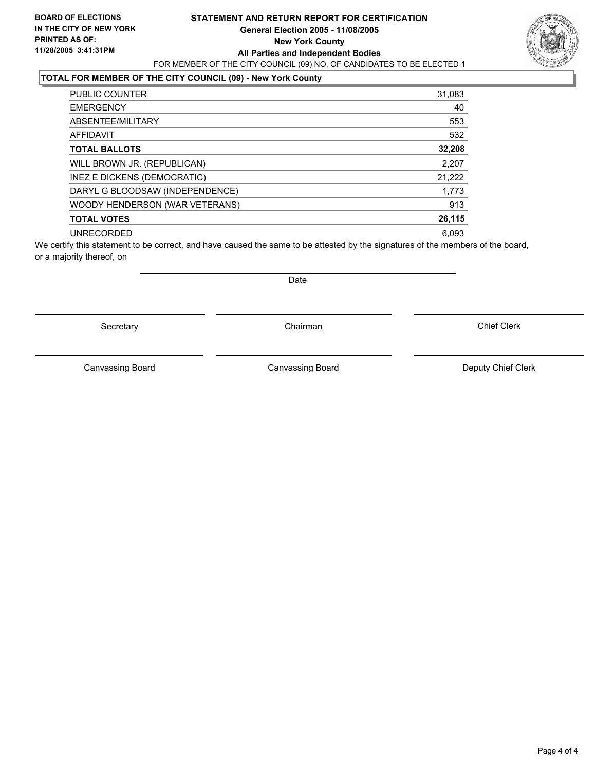**BOARD OF ELECTIONS**
**IN THE CITY OF NEW YORK**
**PRINTED AS OF:**
**11/28/2005 3:41:31PM**

# STATEMENT AND RETURN REPORT FOR CERTIFICATION

**General Election 2005 - 11/08/2005**
**New York County**
**All Parties and Independent Bodies**

FOR MEMBER OF THE CITY COUNCIL (09) NO. OF CANDIDATES TO BE ELECTED 1

## TOTAL FOR MEMBER OF THE CITY COUNCIL (09) - New York County

| | |
|---|---|
| PUBLIC COUNTER | 31,083 |
| EMERGENCY | 40 |
| ABSENTEE/MILITARY | 553 |
| AFFIDAVIT | 532 |
| **TOTAL BALLOTS** | **32,208** |
| WILL BROWN JR. (REPUBLICAN) | 2,207 |
| INEZ E DICKENS (DEMOCRATIC) | 21,222 |
| DARYL G BLOODSAW (INDEPENDENCE) | 1,773 |
| WOODY HENDERSON (WAR VETERANS) | 913 |
| **TOTAL VOTES** | **26,115** |
| UNRECORDED | 6,093 |

We certify this statement to be correct, and have caused the same to be attested by the signatures of the members of the board, or a majority thereof, on

Date

Secretary | Chairman | Chief Clerk

Canvassing Board | Canvassing Board | Deputy Chief Clerk